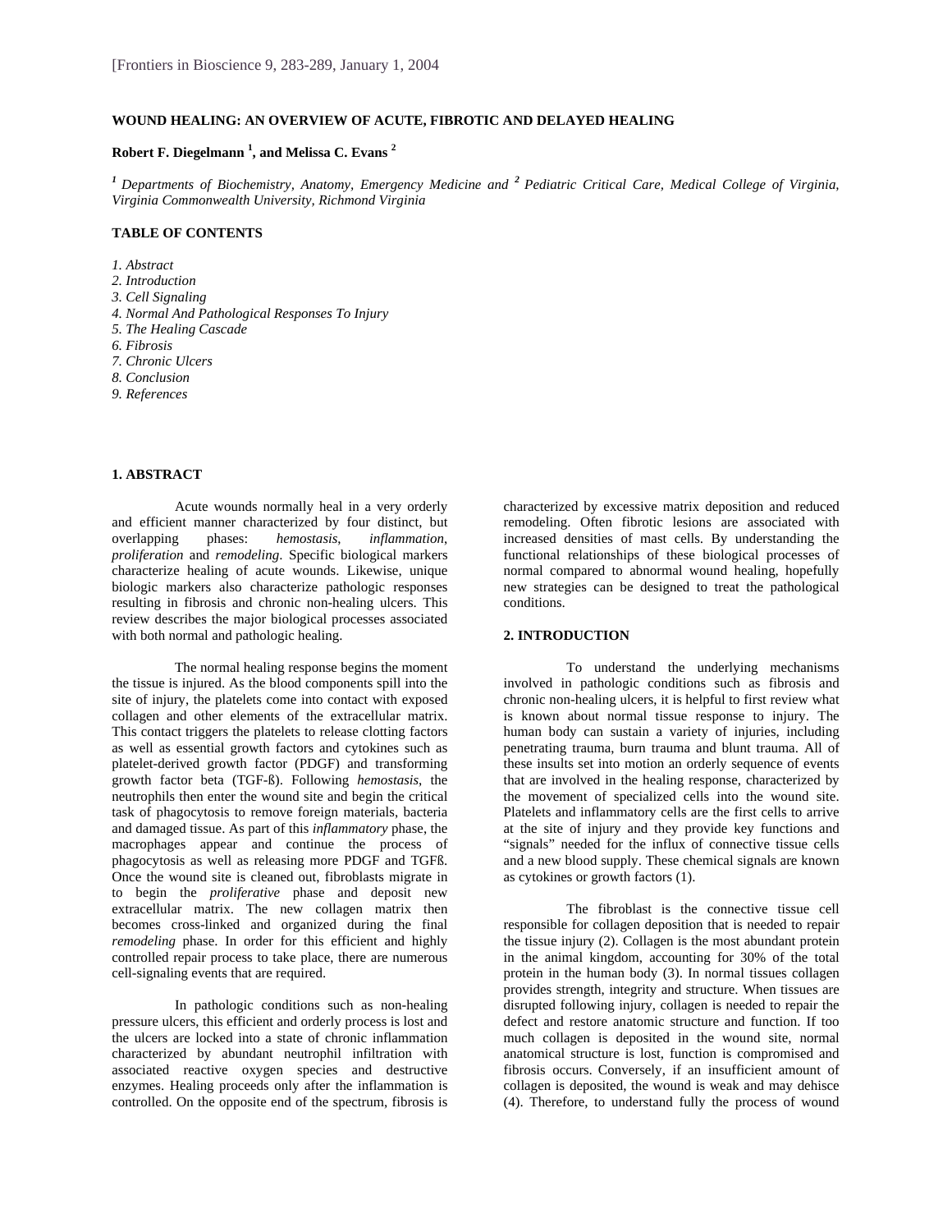[Frontiers in Bioscience 9, 283-289, January 1, 2004

# WOUND HEALING: AN OVERVIEW OF ACUTE, FIBROTIC AND DELAYED HEALING

**Robert F. Diegelmann [1], and Melissa C. Evans [2]**

*[1] Departments of Biochemistry, Anatomy, Emergency Medicine and [2] Pediatric Critical Care, Medical College of Virginia, Virginia Commonwealth University, Richmond Virginia*

## TABLE OF CONTENTS

*1. Abstract*
*2. Introduction*
*3. Cell Signaling*
*4. Normal And Pathological Responses To Injury*
*5. The Healing Cascade*
*6. Fibrosis*
*7. Chronic Ulcers*
*8. Conclusion*
*9. References*

## 1. ABSTRACT

Acute wounds normally heal in a very orderly and efficient manner characterized by four distinct, but overlapping phases: *hemostasis*, *inflammation*, *proliferation* and *remodeling*. Specific biological markers characterize healing of acute wounds. Likewise, unique biologic markers also characterize pathologic responses resulting in fibrosis and chronic non-healing ulcers. This review describes the major biological processes associated with both normal and pathologic healing.

The normal healing response begins the moment the tissue is injured. As the blood components spill into the site of injury, the platelets come into contact with exposed collagen and other elements of the extracellular matrix. This contact triggers the platelets to release clotting factors as well as essential growth factors and cytokines such as platelet-derived growth factor (PDGF) and transforming growth factor beta (TGF-ß). Following *hemostasis*, the neutrophils then enter the wound site and begin the critical task of phagocytosis to remove foreign materials, bacteria and damaged tissue. As part of this *inflammatory* phase, the macrophages appear and continue the process of phagocytosis as well as releasing more PDGF and TGFß. Once the wound site is cleaned out, fibroblasts migrate in to begin the *proliferative* phase and deposit new extracellular matrix. The new collagen matrix then becomes cross-linked and organized during the final *remodeling* phase. In order for this efficient and highly controlled repair process to take place, there are numerous cell-signaling events that are required.

In pathologic conditions such as non-healing pressure ulcers, this efficient and orderly process is lost and the ulcers are locked into a state of chronic inflammation characterized by abundant neutrophil infiltration with associated reactive oxygen species and destructive enzymes. Healing proceeds only after the inflammation is controlled. On the opposite end of the spectrum, fibrosis is characterized by excessive matrix deposition and reduced remodeling. Often fibrotic lesions are associated with increased densities of mast cells. By understanding the functional relationships of these biological processes of normal compared to abnormal wound healing, hopefully new strategies can be designed to treat the pathological conditions.

## 2. INTRODUCTION

To understand the underlying mechanisms involved in pathologic conditions such as fibrosis and chronic non-healing ulcers, it is helpful to first review what is known about normal tissue response to injury. The human body can sustain a variety of injuries, including penetrating trauma, burn trauma and blunt trauma. All of these insults set into motion an orderly sequence of events that are involved in the healing response, characterized by the movement of specialized cells into the wound site. Platelets and inflammatory cells are the first cells to arrive at the site of injury and they provide key functions and "signals" needed for the influx of connective tissue cells and a new blood supply. These chemical signals are known as cytokines or growth factors (1).

The fibroblast is the connective tissue cell responsible for collagen deposition that is needed to repair the tissue injury (2). Collagen is the most abundant protein in the animal kingdom, accounting for 30% of the total protein in the human body (3). In normal tissues collagen provides strength, integrity and structure. When tissues are disrupted following injury, collagen is needed to repair the defect and restore anatomic structure and function. If too much collagen is deposited in the wound site, normal anatomical structure is lost, function is compromised and fibrosis occurs. Conversely, if an insufficient amount of collagen is deposited, the wound is weak and may dehisce (4). Therefore, to understand fully the process of wound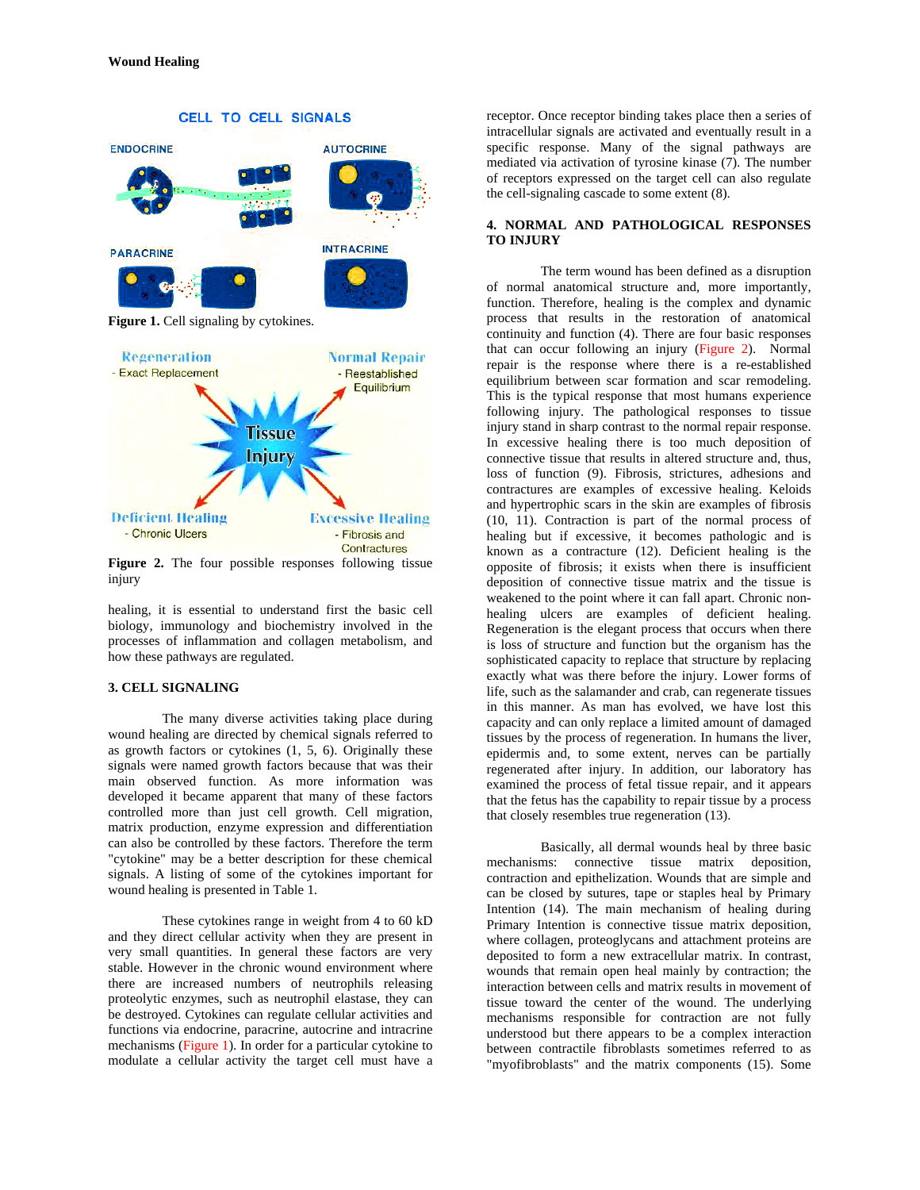CELL TO CELL SIGNALS

ENDOCRINE

AUTOCRINE

PARACRINE

INTRACRINE

**Figure 1.** Cell signaling by cytokines.

Regeneration
- Exact Replacement

Normal Repair
- Reestablished Equilibrium

Tissue Injury

Deficient Healing
- Chronic Ulcers

Excessive Healing
- Fibrosis and Contractures

**Figure 2.** The four possible responses following tissue injury

healing, it is essential to understand first the basic cell biology, immunology and biochemistry involved in the processes of inflammation and collagen metabolism, and how these pathways are regulated.

## 3. CELL SIGNALING

The many diverse activities taking place during wound healing are directed by chemical signals referred to as growth factors or cytokines (1, 5, 6). Originally these signals were named growth factors because that was their main observed function. As more information was developed it became apparent that many of these factors controlled more than just cell growth. Cell migration, matrix production, enzyme expression and differentiation can also be controlled by these factors. Therefore the term "cytokine" may be a better description for these chemical signals. A listing of some of the cytokines important for wound healing is presented in Table 1.

These cytokines range in weight from 4 to 60 kD and they direct cellular activity when they are present in very small quantities. In general these factors are very stable. However in the chronic wound environment where there are increased numbers of neutrophils releasing proteolytic enzymes, such as neutrophil elastase, they can be destroyed. Cytokines can regulate cellular activities and functions via endocrine, paracrine, autocrine and intracrine mechanisms (Figure 1). In order for a particular cytokine to modulate a cellular activity the target cell must have a receptor. Once receptor binding takes place then a series of intracellular signals are activated and eventually result in a specific response. Many of the signal pathways are mediated via activation of tyrosine kinase (7). The number of receptors expressed on the target cell can also regulate the cell-signaling cascade to some extent (8).

## 4. NORMAL AND PATHOLOGICAL RESPONSES TO INJURY

The term wound has been defined as a disruption of normal anatomical structure and, more importantly, function. Therefore, healing is the complex and dynamic process that results in the restoration of anatomical continuity and function (4). There are four basic responses that can occur following an injury (Figure 2). Normal repair is the response where there is a re-established equilibrium between scar formation and scar remodeling. This is the typical response that most humans experience following injury. The pathological responses to tissue injury stand in sharp contrast to the normal repair response. In excessive healing there is too much deposition of connective tissue that results in altered structure and, thus, loss of function (9). Fibrosis, strictures, adhesions and contractures are examples of excessive healing. Keloids and hypertrophic scars in the skin are examples of fibrosis (10, 11). Contraction is part of the normal process of healing but if excessive, it becomes pathologic and is known as a contracture (12). Deficient healing is the opposite of fibrosis; it exists when there is insufficient deposition of connective tissue matrix and the tissue is weakened to the point where it can fall apart. Chronic non-healing ulcers are examples of deficient healing. Regeneration is the elegant process that occurs when there is loss of structure and function but the organism has the sophisticated capacity to replace that structure by replacing exactly what was there before the injury. Lower forms of life, such as the salamander and crab, can regenerate tissues in this manner. As man has evolved, we have lost this capacity and can only replace a limited amount of damaged tissues by the process of regeneration. In humans the liver, epidermis and, to some extent, nerves can be partially regenerated after injury. In addition, our laboratory has examined the process of fetal tissue repair, and it appears that the fetus has the capability to repair tissue by a process that closely resembles true regeneration (13).

Basically, all dermal wounds heal by three basic mechanisms: connective tissue matrix deposition, contraction and epithelization. Wounds that are simple and can be closed by sutures, tape or staples heal by Primary Intention (14). The main mechanism of healing during Primary Intention is connective tissue matrix deposition, where collagen, proteoglycans and attachment proteins are deposited to form a new extracellular matrix. In contrast, wounds that remain open heal mainly by contraction; the interaction between cells and matrix results in movement of tissue toward the center of the wound. The underlying mechanisms responsible for contraction are not fully understood but there appears to be a complex interaction between contractile fibroblasts sometimes referred to as "myofibroblasts" and the matrix components (15). Some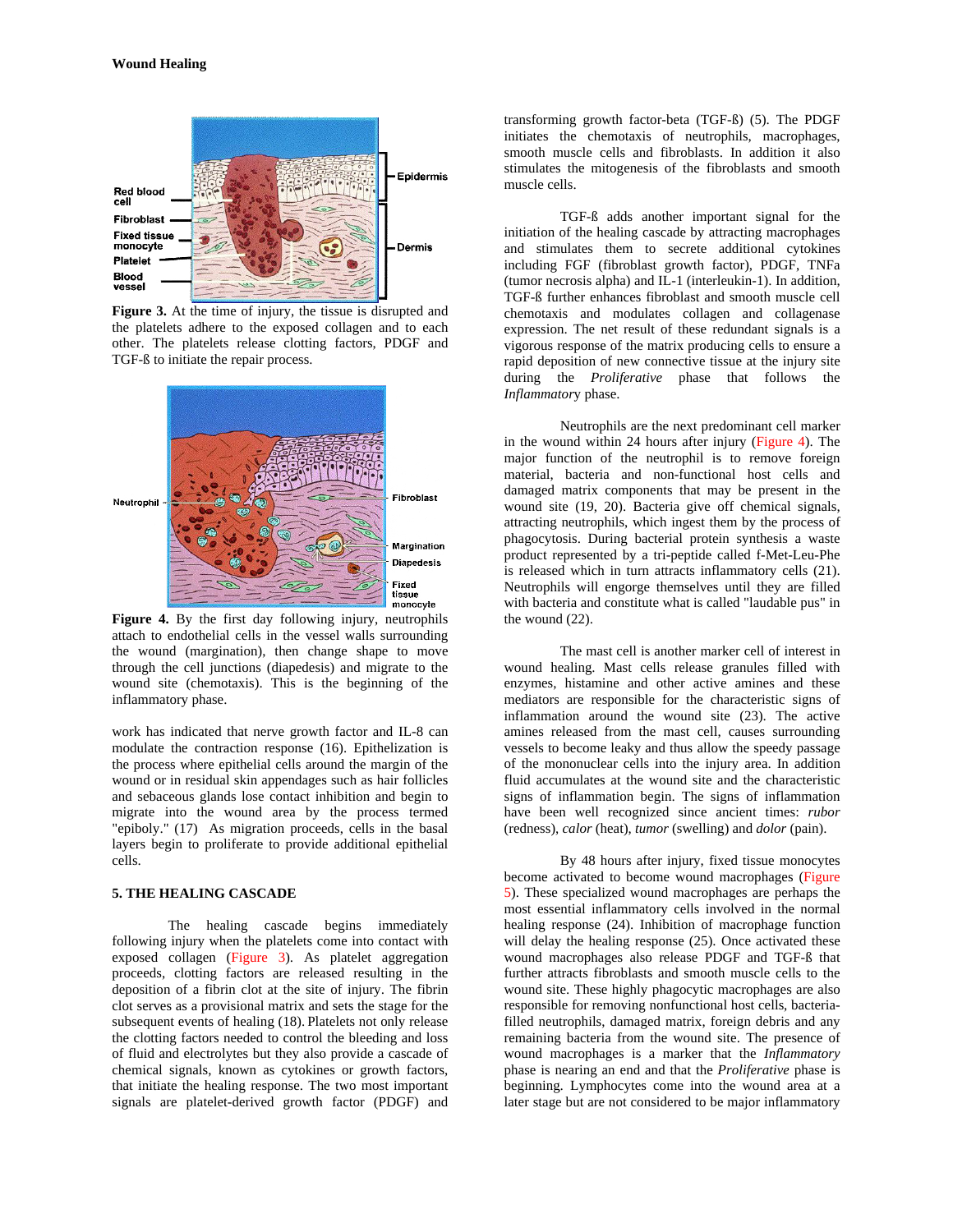Figure 3. At the time of injury, the tissue is disrupted and the platelets adhere to the exposed collagen and to each other. The platelets release clotting factors, PDGF and TGF-ß to initiate the repair process.

Figure 4. By the first day following injury, neutrophils attach to endothelial cells in the vessel walls surrounding the wound (margination), then change shape to move through the cell junctions (diapedesis) and migrate to the wound site (chemotaxis). This is the beginning of the inflammatory phase.

work has indicated that nerve growth factor and IL-8 can modulate the contraction response (16). Epithelization is the process where epithelial cells around the margin of the wound or in residual skin appendages such as hair follicles and sebaceous glands lose contact inhibition and begin to migrate into the wound area by the process termed "epiboly." (17) As migration proceeds, cells in the basal layers begin to proliferate to provide additional epithelial cells.

## 5. THE HEALING CASCADE

The healing cascade begins immediately following injury when the platelets come into contact with exposed collagen (Figure 3). As platelet aggregation proceeds, clotting factors are released resulting in the deposition of a fibrin clot at the site of injury. The fibrin clot serves as a provisional matrix and sets the stage for the subsequent events of healing (18). Platelets not only release the clotting factors needed to control the bleeding and loss of fluid and electrolytes but they also provide a cascade of chemical signals, known as cytokines or growth factors, that initiate the healing response. The two most important signals are platelet-derived growth factor (PDGF) and transforming growth factor-beta (TGF-ß) (5). The PDGF initiates the chemotaxis of neutrophils, macrophages, smooth muscle cells and fibroblasts. In addition it also stimulates the mitogenesis of the fibroblasts and smooth muscle cells.

TGF-ß adds another important signal for the initiation of the healing cascade by attracting macrophages and stimulates them to secrete additional cytokines including FGF (fibroblast growth factor), PDGF, TNFa (tumor necrosis alpha) and IL-1 (interleukin-1). In addition, TGF-ß further enhances fibroblast and smooth muscle cell chemotaxis and modulates collagen and collagenase expression. The net result of these redundant signals is a vigorous response of the matrix producing cells to ensure a rapid deposition of new connective tissue at the injury site during the *Proliferative* phase that follows the *Inflammatory* phase.

Neutrophils are the next predominant cell marker in the wound within 24 hours after injury (Figure 4). The major function of the neutrophil is to remove foreign material, bacteria and non-functional host cells and damaged matrix components that may be present in the wound site (19, 20). Bacteria give off chemical signals, attracting neutrophils, which ingest them by the process of phagocytosis. During bacterial protein synthesis a waste product represented by a tri-peptide called f-Met-Leu-Phe is released which in turn attracts inflammatory cells (21). Neutrophils will engorge themselves until they are filled with bacteria and constitute what is called "laudable pus" in the wound (22).

The mast cell is another marker cell of interest in wound healing. Mast cells release granules filled with enzymes, histamine and other active amines and these mediators are responsible for the characteristic signs of inflammation around the wound site (23). The active amines released from the mast cell, causes surrounding vessels to become leaky and thus allow the speedy passage of the mononuclear cells into the injury area. In addition fluid accumulates at the wound site and the characteristic signs of inflammation begin. The signs of inflammation have been well recognized since ancient times: *rubor* (redness), *calor* (heat), *tumor* (swelling) and *dolor* (pain).

By 48 hours after injury, fixed tissue monocytes become activated to become wound macrophages (Figure 5). These specialized wound macrophages are perhaps the most essential inflammatory cells involved in the normal healing response (24). Inhibition of macrophage function will delay the healing response (25). Once activated these wound macrophages also release PDGF and TGF-ß that further attracts fibroblasts and smooth muscle cells to the wound site. These highly phagocytic macrophages are also responsible for removing nonfunctional host cells, bacteria-filled neutrophils, damaged matrix, foreign debris and any remaining bacteria from the wound site. The presence of wound macrophages is a marker that the *Inflammatory* phase is nearing an end and that the *Proliferative* phase is beginning. Lymphocytes come into the wound area at a later stage but are not considered to be major inflammatory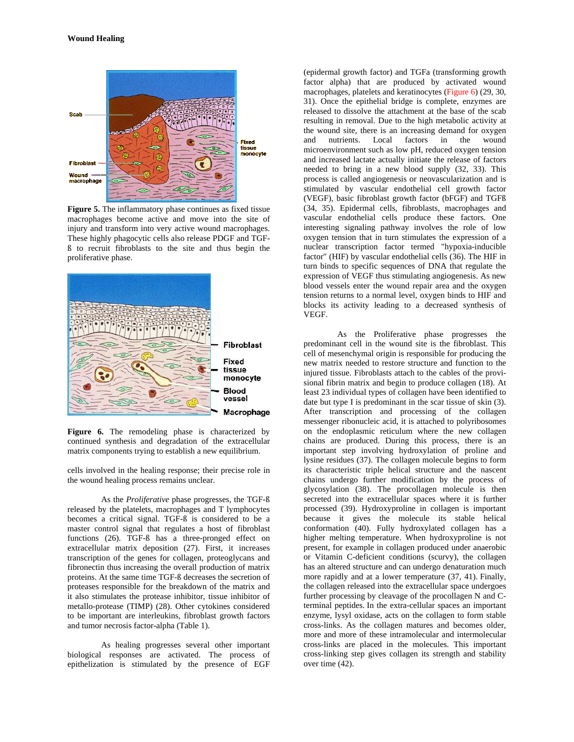Scab

Fibroblast

Wound macrophage

Fixed tissue monocyte

**Figure 5.** The inflammatory phase continues as fixed tissue macrophages become active and move into the site of injury and transform into very active wound macrophages. These highly phagocytic cells also release PDGF and TGF-ß to recruit fibroblasts to the site and thus begin the proliferative phase.

Fibroblast

Fixed tissue monocyte

Blood vessel

Macrophage

**Figure 6.** The remodeling phase is characterized by continued synthesis and degradation of the extracellular matrix components trying to establish a new equilibrium.

cells involved in the healing response; their precise role in the wound healing process remains unclear.

As the *Proliferative* phase progresses, the TGF-ß released by the platelets, macrophages and T lymphocytes becomes a critical signal. TGF-ß is considered to be a master control signal that regulates a host of fibroblast functions (26). TGF-ß has a three-pronged effect on extracellular matrix deposition (27). First, it increases transcription of the genes for collagen, proteoglycans and fibronectin thus increasing the overall production of matrix proteins. At the same time TGF-ß decreases the secretion of proteases responsible for the breakdown of the matrix and it also stimulates the protease inhibitor, tissue inhibitor of metallo-protease (TIMP) (28). Other cytokines considered to be important are interleukins, fibroblast growth factors and tumor necrosis factor-alpha (Table 1).

As healing progresses several other important biological responses are activated. The process of epithelization is stimulated by the presence of EGF (epidermal growth factor) and TGFa (transforming growth factor alpha) that are produced by activated wound macrophages, platelets and keratinocytes (Figure 6) (29, 30, 31). Once the epithelial bridge is complete, enzymes are released to dissolve the attachment at the base of the scab resulting in removal. Due to the high metabolic activity at the wound site, there is an increasing demand for oxygen and nutrients. Local factors in the wound microenvironment such as low pH, reduced oxygen tension and increased lactate actually initiate the release of factors needed to bring in a new blood supply (32, 33). This process is called angiogenesis or neovascularization and is stimulated by vascular endothelial cell growth factor (VEGF), basic fibroblast growth factor (bFGF) and TGFß (34, 35). Epidermal cells, fibroblasts, macrophages and vascular endothelial cells produce these factors. One interesting signaling pathway involves the role of low oxygen tension that in turn stimulates the expression of a nuclear transcription factor termed "hypoxia-inducible factor" (HIF) by vascular endothelial cells (36). The HIF in turn binds to specific sequences of DNA that regulate the expression of VEGF thus stimulating angiogenesis. As new blood vessels enter the wound repair area and the oxygen tension returns to a normal level, oxygen binds to HIF and blocks its activity leading to a decreased synthesis of VEGF.

As the Proliferative phase progresses the predominant cell in the wound site is the fibroblast. This cell of mesenchymal origin is responsible for producing the new matrix needed to restore structure and function to the injured tissue. Fibroblasts attach to the cables of the provisional fibrin matrix and begin to produce collagen (18). At least 23 individual types of collagen have been identified to date but type I is predominant in the scar tissue of skin (3). After transcription and processing of the collagen messenger ribonucleic acid, it is attached to polyribosomes on the endoplasmic reticulum where the new collagen chains are produced. During this process, there is an important step involving hydroxylation of proline and lysine residues (37). The collagen molecule begins to form its characteristic triple helical structure and the nascent chains undergo further modification by the process of glycosylation (38). The procollagen molecule is then secreted into the extracellular spaces where it is further processed (39). Hydroxyproline in collagen is important because it gives the molecule its stable helical conformation (40). Fully hydroxylated collagen has a higher melting temperature. When hydroxyproline is not present, for example in collagen produced under anaerobic or Vitamin C-deficient conditions (scurvy), the collagen has an altered structure and can undergo denaturation much more rapidly and at a lower temperature (37, 41). Finally, the collagen released into the extracellular space undergoes further processing by cleavage of the procollagen N and C-terminal peptides. In the extra-cellular spaces an important enzyme, lysyl oxidase, acts on the collagen to form stable cross-links. As the collagen matures and becomes older, more and more of these intramolecular and intermolecular cross-links are placed in the molecules. This important cross-linking step gives collagen its strength and stability over time (42).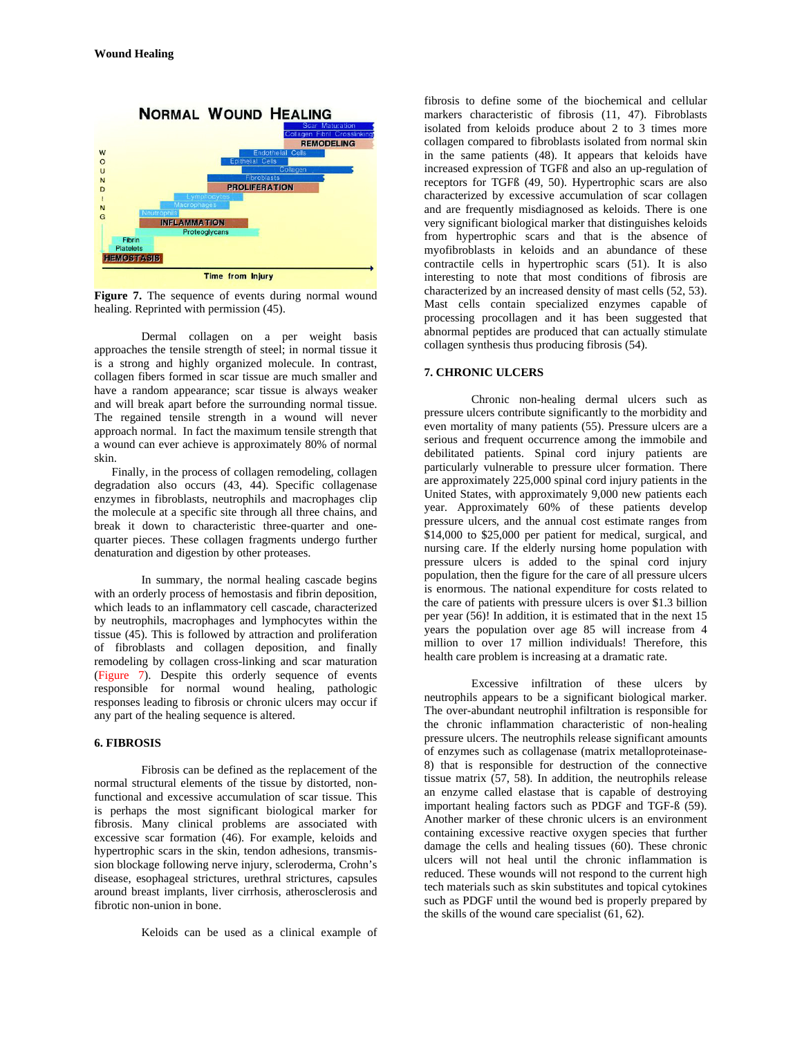NORMAL WOUND HEALING

W O U N D I N G

Scar Maturation
Collagen Fibril Crosslinking
REMODELING
Endothelial Cells
Epithelial Cells
Collagen
Fibroblasts
PROLIFERATION
Lymphocytes
Macrophages
Neutrophils
INFLAMMATION
Proteoglycans
Fibrin
Platelets
HEMOSTASIS

Time from Injury

**Figure 7.** The sequence of events during normal wound healing. Reprinted with permission (45).

Dermal collagen on a per weight basis approaches the tensile strength of steel; in normal tissue it is a strong and highly organized molecule. In contrast, collagen fibers formed in scar tissue are much smaller and have a random appearance; scar tissue is always weaker and will break apart before the surrounding normal tissue. The regained tensile strength in a wound will never approach normal. In fact the maximum tensile strength that a wound can ever achieve is approximately 80% of normal skin.

Finally, in the process of collagen remodeling, collagen degradation also occurs (43, 44). Specific collagenase enzymes in fibroblasts, neutrophils and macrophages clip the molecule at a specific site through all three chains, and break it down to characteristic three-quarter and one-quarter pieces. These collagen fragments undergo further denaturation and digestion by other proteases.

In summary, the normal healing cascade begins with an orderly process of hemostasis and fibrin deposition, which leads to an inflammatory cell cascade, characterized by neutrophils, macrophages and lymphocytes within the tissue (45). This is followed by attraction and proliferation of fibroblasts and collagen deposition, and finally remodeling by collagen cross-linking and scar maturation (Figure 7). Despite this orderly sequence of events responsible for normal wound healing, pathologic responses leading to fibrosis or chronic ulcers may occur if any part of the healing sequence is altered.

## 6. FIBROSIS

Fibrosis can be defined as the replacement of the normal structural elements of the tissue by distorted, non-functional and excessive accumulation of scar tissue. This is perhaps the most significant biological marker for fibrosis. Many clinical problems are associated with excessive scar formation (46). For example, keloids and hypertrophic scars in the skin, tendon adhesions, transmission blockage following nerve injury, scleroderma, Crohn's disease, esophageal strictures, urethral strictures, capsules around breast implants, liver cirrhosis, atherosclerosis and fibrotic non-union in bone.

Keloids can be used as a clinical example of fibrosis to define some of the biochemical and cellular markers characteristic of fibrosis (11, 47). Fibroblasts isolated from keloids produce about 2 to 3 times more collagen compared to fibroblasts isolated from normal skin in the same patients (48). It appears that keloids have increased expression of TGFß and also an up-regulation of receptors for TGFß (49, 50). Hypertrophic scars are also characterized by excessive accumulation of scar collagen and are frequently misdiagnosed as keloids. There is one very significant biological marker that distinguishes keloids from hypertrophic scars and that is the absence of myofibroblasts in keloids and an abundance of these contractile cells in hypertrophic scars (51). It is also interesting to note that most conditions of fibrosis are characterized by an increased density of mast cells (52, 53). Mast cells contain specialized enzymes capable of processing procollagen and it has been suggested that abnormal peptides are produced that can actually stimulate collagen synthesis thus producing fibrosis (54).

## 7. CHRONIC ULCERS

Chronic non-healing dermal ulcers such as pressure ulcers contribute significantly to the morbidity and even mortality of many patients (55). Pressure ulcers are a serious and frequent occurrence among the immobile and debilitated patients. Spinal cord injury patients are particularly vulnerable to pressure ulcer formation. There are approximately 225,000 spinal cord injury patients in the United States, with approximately 9,000 new patients each year. Approximately 60% of these patients develop pressure ulcers, and the annual cost estimate ranges from $14,000 to $25,000 per patient for medical, surgical, and nursing care. If the elderly nursing home population with pressure ulcers is added to the spinal cord injury population, then the figure for the care of all pressure ulcers is enormous. The national expenditure for costs related to the care of patients with pressure ulcers is over $1.3 billion per year (56)! In addition, it is estimated that in the next 15 years the population over age 85 will increase from 4 million to over 17 million individuals! Therefore, this health care problem is increasing at a dramatic rate.

Excessive infiltration of these ulcers by neutrophils appears to be a significant biological marker. The over-abundant neutrophil infiltration is responsible for the chronic inflammation characteristic of non-healing pressure ulcers. The neutrophils release significant amounts of enzymes such as collagenase (matrix metalloproteinase-8) that is responsible for destruction of the connective tissue matrix (57, 58). In addition, the neutrophils release an enzyme called elastase that is capable of destroying important healing factors such as PDGF and TGF-ß (59). Another marker of these chronic ulcers is an environment containing excessive reactive oxygen species that further damage the cells and healing tissues (60). These chronic ulcers will not heal until the chronic inflammation is reduced. These wounds will not respond to the current high tech materials such as skin substitutes and topical cytokines such as PDGF until the wound bed is properly prepared by the skills of the wound care specialist (61, 62).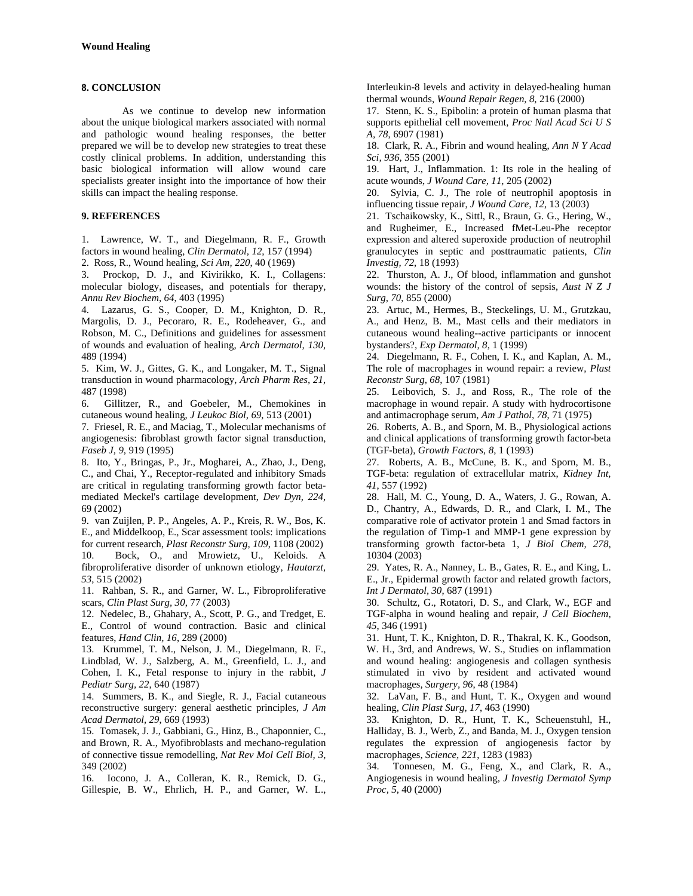## 8. CONCLUSION

As we continue to develop new information about the unique biological markers associated with normal and pathologic wound healing responses, the better prepared we will be to develop new strategies to treat these costly clinical problems. In addition, understanding this basic biological information will allow wound care specialists greater insight into the importance of how their skills can impact the healing response.

## 9. REFERENCES

1. Lawrence, W. T., and Diegelmann, R. F., Growth factors in wound healing, *Clin Dermatol, 12*, 157 (1994)
2. Ross, R., Wound healing, *Sci Am, 220*, 40 (1969)
3. Prockop, D. J., and Kivirikko, K. I., Collagens: molecular biology, diseases, and potentials for therapy, *Annu Rev Biochem, 64*, 403 (1995)
4. Lazarus, G. S., Cooper, D. M., Knighton, D. R., Margolis, D. J., Pecoraro, R. E., Rodeheaver, G., and Robson, M. C., Definitions and guidelines for assessment of wounds and evaluation of healing, *Arch Dermatol, 130*, 489 (1994)
5. Kim, W. J., Gittes, G. K., and Longaker, M. T., Signal transduction in wound pharmacology, *Arch Pharm Res, 21*, 487 (1998)
6. Gillitzer, R., and Goebeler, M., Chemokines in cutaneous wound healing, *J Leukoc Biol, 69*, 513 (2001)
7. Friesel, R. E., and Maciag, T., Molecular mechanisms of angiogenesis: fibroblast growth factor signal transduction, *Faseb J, 9*, 919 (1995)
8. Ito, Y., Bringas, P., Jr., Mogharei, A., Zhao, J., Deng, C., and Chai, Y., Receptor-regulated and inhibitory Smads are critical in regulating transforming growth factor beta-mediated Meckel's cartilage development, *Dev Dyn, 224*, 69 (2002)
9. van Zuijlen, P. P., Angeles, A. P., Kreis, R. W., Bos, K. E., and Middelkoop, E., Scar assessment tools: implications for current research, *Plast Reconstr Surg, 109*, 1108 (2002)
10. Bock, O., and Mrowietz, U., Keloids. A fibroproliferative disorder of unknown etiology, *Hautarzt, 53*, 515 (2002)
11. Rahban, S. R., and Garner, W. L., Fibroproliferative scars, *Clin Plast Surg, 30*, 77 (2003)
12. Nedelec, B., Ghahary, A., Scott, P. G., and Tredget, E. E., Control of wound contraction. Basic and clinical features, *Hand Clin, 16*, 289 (2000)
13. Krummel, T. M., Nelson, J. M., Diegelmann, R. F., Lindblad, W. J., Salzberg, A. M., Greenfield, L. J., and Cohen, I. K., Fetal response to injury in the rabbit, *J Pediatr Surg, 22*, 640 (1987)
14. Summers, B. K., and Siegle, R. J., Facial cutaneous reconstructive surgery: general aesthetic principles, *J Am Acad Dermatol, 29*, 669 (1993)
15. Tomasek, J. J., Gabbiani, G., Hinz, B., Chaponnier, C., and Brown, R. A., Myofibroblasts and mechano-regulation of connective tissue remodelling, *Nat Rev Mol Cell Biol, 3*, 349 (2002)
16. Iocono, J. A., Colleran, K. R., Remick, D. G., Gillespie, B. W., Ehrlich, H. P., and Garner, W. L., Interleukin-8 levels and activity in delayed-healing human thermal wounds, *Wound Repair Regen, 8*, 216 (2000)
17. Stenn, K. S., Epibolin: a protein of human plasma that supports epithelial cell movement, *Proc Natl Acad Sci U S A, 78*, 6907 (1981)
18. Clark, R. A., Fibrin and wound healing, *Ann N Y Acad Sci, 936*, 355 (2001)
19. Hart, J., Inflammation. 1: Its role in the healing of acute wounds, *J Wound Care, 11*, 205 (2002)
20. Sylvia, C. J., The role of neutrophil apoptosis in influencing tissue repair, *J Wound Care, 12*, 13 (2003)
21. Tschaikowsky, K., Sittl, R., Braun, G. G., Hering, W., and Rugheimer, E., Increased fMet-Leu-Phe receptor expression and altered superoxide production of neutrophil granulocytes in septic and posttraumatic patients, *Clin Investig, 72*, 18 (1993)
22. Thurston, A. J., Of blood, inflammation and gunshot wounds: the history of the control of sepsis, *Aust N Z J Surg, 70*, 855 (2000)
23. Artuc, M., Hermes, B., Steckelings, U. M., Grutzkau, A., and Henz, B. M., Mast cells and their mediators in cutaneous wound healing--active participants or innocent bystanders?, *Exp Dermatol, 8*, 1 (1999)
24. Diegelmann, R. F., Cohen, I. K., and Kaplan, A. M., The role of macrophages in wound repair: a review, *Plast Reconstr Surg, 68*, 107 (1981)
25. Leibovich, S. J., and Ross, R., The role of the macrophage in wound repair. A study with hydrocortisone and antimacrophage serum, *Am J Pathol, 78*, 71 (1975)
26. Roberts, A. B., and Sporn, M. B., Physiological actions and clinical applications of transforming growth factor-beta (TGF-beta), *Growth Factors, 8*, 1 (1993)
27. Roberts, A. B., McCune, B. K., and Sporn, M. B., TGF-beta: regulation of extracellular matrix, *Kidney Int, 41*, 557 (1992)
28. Hall, M. C., Young, D. A., Waters, J. G., Rowan, A. D., Chantry, A., Edwards, D. R., and Clark, I. M., The comparative role of activator protein 1 and Smad factors in the regulation of Timp-1 and MMP-1 gene expression by transforming growth factor-beta 1, *J Biol Chem, 278*, 10304 (2003)
29. Yates, R. A., Nanney, L. B., Gates, R. E., and King, L. E., Jr., Epidermal growth factor and related growth factors, *Int J Dermatol, 30*, 687 (1991)
30. Schultz, G., Rotatori, D. S., and Clark, W., EGF and TGF-alpha in wound healing and repair, *J Cell Biochem, 45*, 346 (1991)
31. Hunt, T. K., Knighton, D. R., Thakral, K. K., Goodson, W. H., 3rd, and Andrews, W. S., Studies on inflammation and wound healing: angiogenesis and collagen synthesis stimulated in vivo by resident and activated wound macrophages, *Surgery, 96*, 48 (1984)
32. LaVan, F. B., and Hunt, T. K., Oxygen and wound healing, *Clin Plast Surg, 17*, 463 (1990)
33. Knighton, D. R., Hunt, T. K., Scheuenstuhl, H., Halliday, B. J., Werb, Z., and Banda, M. J., Oxygen tension regulates the expression of angiogenesis factor by macrophages, *Science, 221*, 1283 (1983)
34. Tonnesen, M. G., Feng, X., and Clark, R. A., Angiogenesis in wound healing, *J Investig Dermatol Symp Proc, 5*, 40 (2000)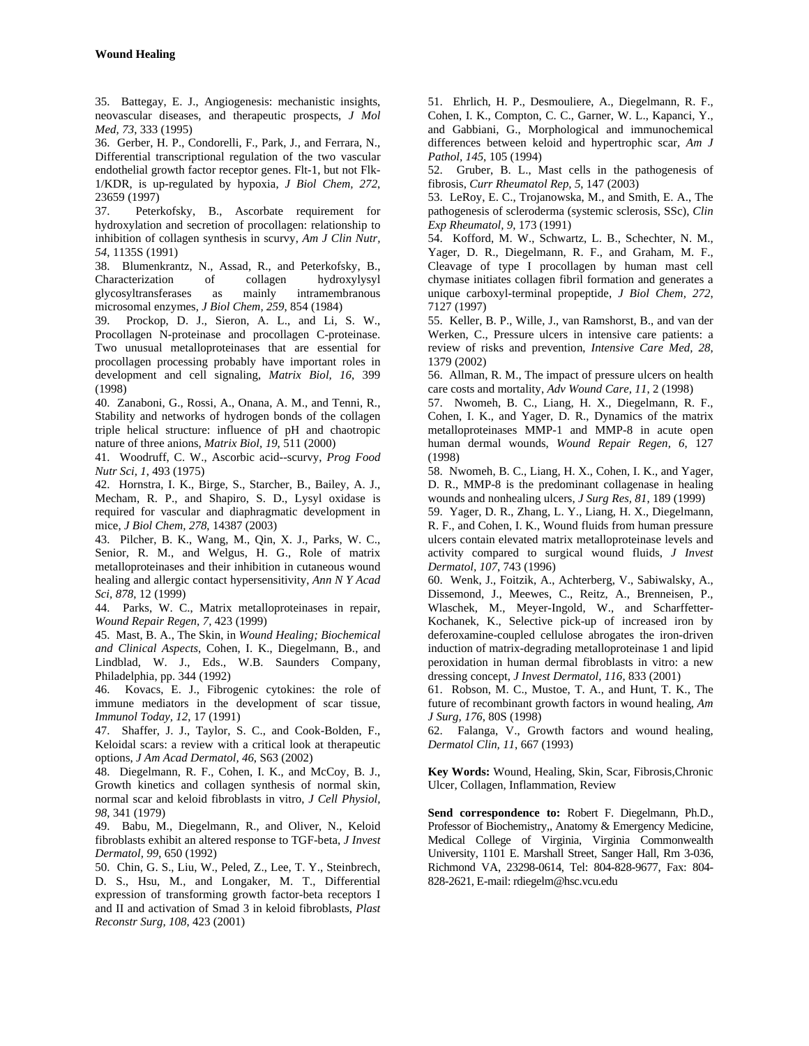35. Battegay, E. J., Angiogenesis: mechanistic insights, neovascular diseases, and therapeutic prospects, *J Mol Med, 73*, 333 (1995)

36. Gerber, H. P., Condorelli, F., Park, J., and Ferrara, N., Differential transcriptional regulation of the two vascular endothelial growth factor receptor genes. Flt-1, but not Flk-1/KDR, is up-regulated by hypoxia, *J Biol Chem, 272*, 23659 (1997)

37. Peterkofsky, B., Ascorbate requirement for hydroxylation and secretion of procollagen: relationship to inhibition of collagen synthesis in scurvy, *Am J Clin Nutr, 54*, 1135S (1991)

38. Blumenkrantz, N., Assad, R., and Peterkofsky, B., Characterization of collagen hydroxylysyl glycosyltransferases as mainly intramembranous microsomal enzymes, *J Biol Chem, 259*, 854 (1984)

39. Prockop, D. J., Sieron, A. L., and Li, S. W., Procollagen N-proteinase and procollagen C-proteinase. Two unusual metalloproteinases that are essential for procollagen processing probably have important roles in development and cell signaling, *Matrix Biol, 16*, 399 (1998)

40. Zanaboni, G., Rossi, A., Onana, A. M., and Tenni, R., Stability and networks of hydrogen bonds of the collagen triple helical structure: influence of pH and chaotropic nature of three anions, *Matrix Biol, 19*, 511 (2000)

41. Woodruff, C. W., Ascorbic acid--scurvy, *Prog Food Nutr Sci, 1*, 493 (1975)

42. Hornstra, I. K., Birge, S., Starcher, B., Bailey, A. J., Mecham, R. P., and Shapiro, S. D., Lysyl oxidase is required for vascular and diaphragmatic development in mice, *J Biol Chem, 278*, 14387 (2003)

43. Pilcher, B. K., Wang, M., Qin, X. J., Parks, W. C., Senior, R. M., and Welgus, H. G., Role of matrix metalloproteinases and their inhibition in cutaneous wound healing and allergic contact hypersensitivity, *Ann N Y Acad Sci, 878*, 12 (1999)

44. Parks, W. C., Matrix metalloproteinases in repair, *Wound Repair Regen, 7*, 423 (1999)

45. Mast, B. A., The Skin, in *Wound Healing; Biochemical and Clinical Aspects*, Cohen, I. K., Diegelmann, B., and Lindblad, W. J., Eds., W.B. Saunders Company, Philadelphia, pp. 344 (1992)

46. Kovacs, E. J., Fibrogenic cytokines: the role of immune mediators in the development of scar tissue, *Immunol Today, 12*, 17 (1991)

47. Shaffer, J. J., Taylor, S. C., and Cook-Bolden, F., Keloidal scars: a review with a critical look at therapeutic options, *J Am Acad Dermatol, 46*, S63 (2002)

48. Diegelmann, R. F., Cohen, I. K., and McCoy, B. J., Growth kinetics and collagen synthesis of normal skin, normal scar and keloid fibroblasts in vitro, *J Cell Physiol, 98*, 341 (1979)

49. Babu, M., Diegelmann, R., and Oliver, N., Keloid fibroblasts exhibit an altered response to TGF-beta, *J Invest Dermatol, 99*, 650 (1992)

50. Chin, G. S., Liu, W., Peled, Z., Lee, T. Y., Steinbrech, D. S., Hsu, M., and Longaker, M. T., Differential expression of transforming growth factor-beta receptors I and II and activation of Smad 3 in keloid fibroblasts, *Plast Reconstr Surg, 108*, 423 (2001)

51. Ehrlich, H. P., Desmouliere, A., Diegelmann, R. F., Cohen, I. K., Compton, C. C., Garner, W. L., Kapanci, Y., and Gabbiani, G., Morphological and immunochemical differences between keloid and hypertrophic scar, *Am J Pathol, 145*, 105 (1994)

52. Gruber, B. L., Mast cells in the pathogenesis of fibrosis, *Curr Rheumatol Rep, 5*, 147 (2003)

53. LeRoy, E. C., Trojanowska, M., and Smith, E. A., The pathogenesis of scleroderma (systemic sclerosis, SSc), *Clin Exp Rheumatol, 9*, 173 (1991)

54. Kofford, M. W., Schwartz, L. B., Schechter, N. M., Yager, D. R., Diegelmann, R. F., and Graham, M. F., Cleavage of type I procollagen by human mast cell chymase initiates collagen fibril formation and generates a unique carboxyl-terminal propeptide, *J Biol Chem, 272*, 7127 (1997)

55. Keller, B. P., Wille, J., van Ramshorst, B., and van der Werken, C., Pressure ulcers in intensive care patients: a review of risks and prevention, *Intensive Care Med, 28*, 1379 (2002)

56. Allman, R. M., The impact of pressure ulcers on health care costs and mortality, *Adv Wound Care, 11*, 2 (1998)

57. Nwomeh, B. C., Liang, H. X., Diegelmann, R. F., Cohen, I. K., and Yager, D. R., Dynamics of the matrix metalloproteinases MMP-1 and MMP-8 in acute open human dermal wounds, *Wound Repair Regen, 6*, 127 (1998)

58. Nwomeh, B. C., Liang, H. X., Cohen, I. K., and Yager, D. R., MMP-8 is the predominant collagenase in healing wounds and nonhealing ulcers, *J Surg Res, 81*, 189 (1999)

59. Yager, D. R., Zhang, L. Y., Liang, H. X., Diegelmann, R. F., and Cohen, I. K., Wound fluids from human pressure ulcers contain elevated matrix metalloproteinase levels and activity compared to surgical wound fluids, *J Invest Dermatol, 107*, 743 (1996)

60. Wenk, J., Foitzik, A., Achterberg, V., Sabiwalsky, A., Dissemond, J., Meewes, C., Reitz, A., Brenneisen, P., Wlaschek, M., Meyer-Ingold, W., and Scharffetter-Kochanek, K., Selective pick-up of increased iron by deferoxamine-coupled cellulose abrogates the iron-driven induction of matrix-degrading metalloproteinase 1 and lipid peroxidation in human dermal fibroblasts in vitro: a new dressing concept, *J Invest Dermatol, 116*, 833 (2001)

61. Robson, M. C., Mustoe, T. A., and Hunt, T. K., The future of recombinant growth factors in wound healing, *Am J Surg, 176*, 80S (1998)

62. Falanga, V., Growth factors and wound healing, *Dermatol Clin, 11*, 667 (1993)

**Key Words:** Wound, Healing, Skin, Scar, Fibrosis,Chronic Ulcer, Collagen, Inflammation, Review

**Send correspondence to:** Robert F. Diegelmann, Ph.D., Professor of Biochemistry,, Anatomy & Emergency Medicine, Medical College of Virginia, Virginia Commonwealth University, 1101 E. Marshall Street, Sanger Hall, Rm 3-036, Richmond VA, 23298-0614, Tel: 804-828-9677, Fax: 804-828-2621, E-mail: rdiegelm@hsc.vcu.edu